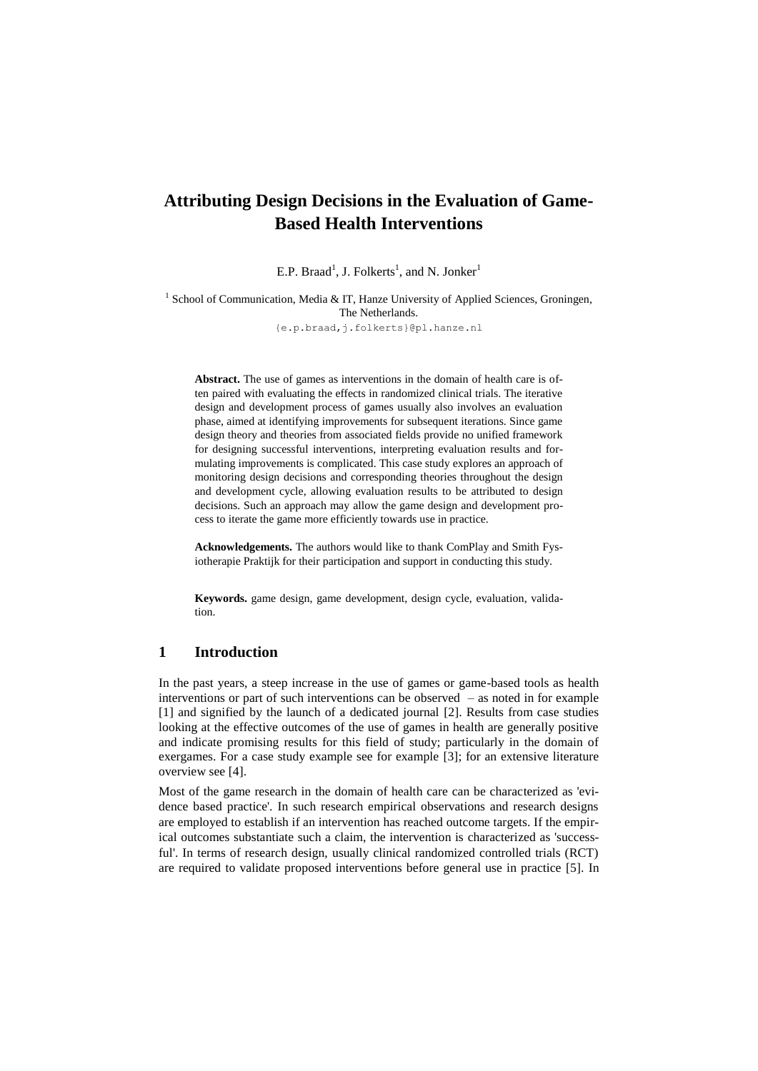# Attributing Design Decisions in the Evaluation of Game-Based Health Interventions

E.P. Braad[1], J. Folkerts[1], and N. Jonker[1]

[1] School of Communication, Media & IT, Hanze University of Applied Sciences, Groningen, The Netherlands.
{e.p.braad,j.folkerts}@pl.hanze.nl

**Abstract.** The use of games as interventions in the domain of health care is often paired with evaluating the effects in randomized clinical trials. The iterative design and development process of games usually also involves an evaluation phase, aimed at identifying improvements for subsequent iterations. Since game design theory and theories from associated fields provide no unified framework for designing successful interventions, interpreting evaluation results and formulating improvements is complicated. This case study explores an approach of monitoring design decisions and corresponding theories throughout the design and development cycle, allowing evaluation results to be attributed to design decisions. Such an approach may allow the game design and development process to iterate the game more efficiently towards use in practice.

**Acknowledgements.** The authors would like to thank ComPlay and Smith Fysiotherapie Praktijk for their participation and support in conducting this study.

**Keywords.** game design, game development, design cycle, evaluation, validation.

## 1 Introduction

In the past years, a steep increase in the use of games or game-based tools as health interventions or part of such interventions can be observed – as noted in for example [1] and signified by the launch of a dedicated journal [2]. Results from case studies looking at the effective outcomes of the use of games in health are generally positive and indicate promising results for this field of study; particularly in the domain of exergames. For a case study example see for example [3]; for an extensive literature overview see [4].

Most of the game research in the domain of health care can be characterized as 'evidence based practice'. In such research empirical observations and research designs are employed to establish if an intervention has reached outcome targets. If the empirical outcomes substantiate such a claim, the intervention is characterized as 'successful'. In terms of research design, usually clinical randomized controlled trials (RCT) are required to validate proposed interventions before general use in practice [5]. In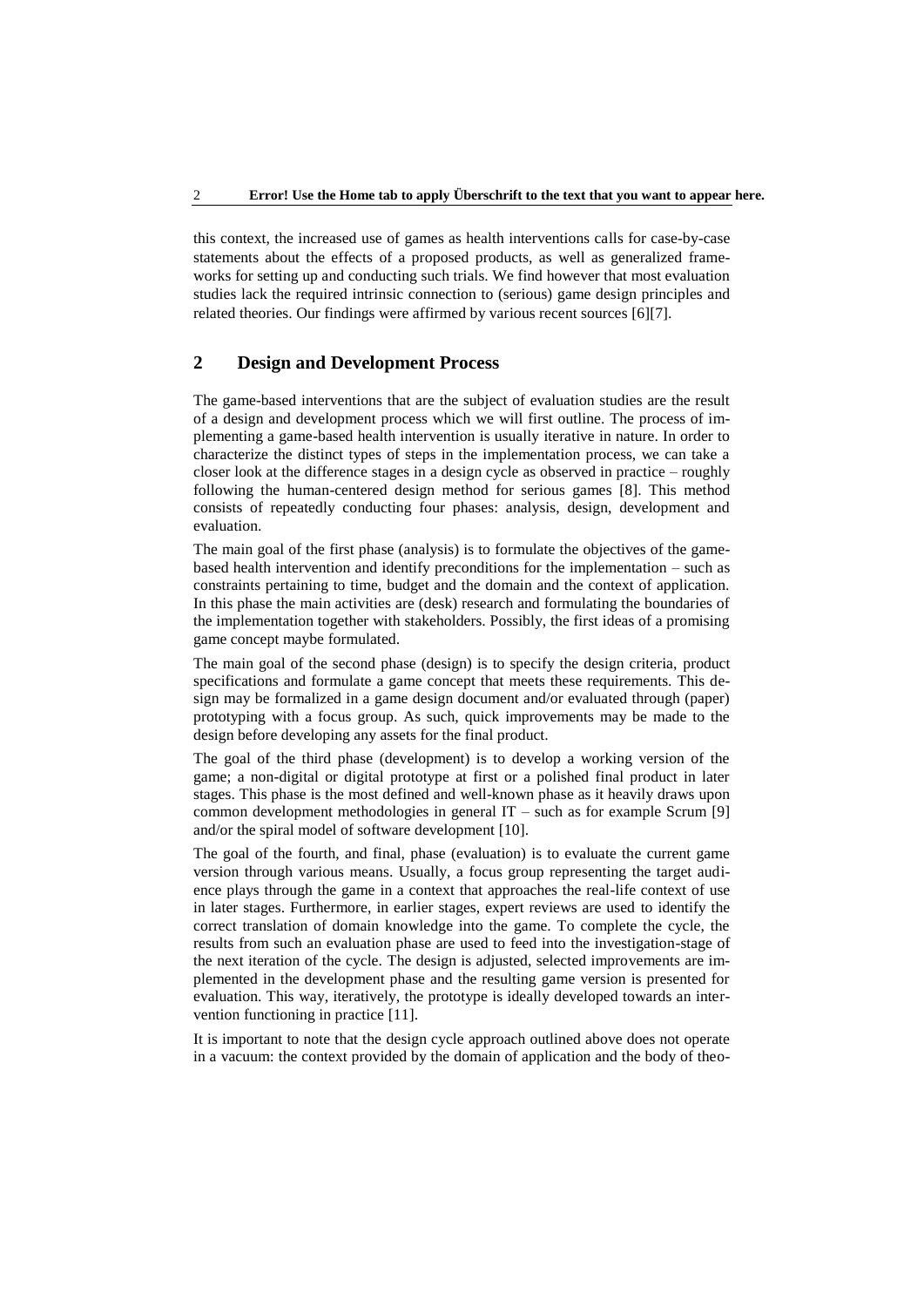this context, the increased use of games as health interventions calls for case-by-case statements about the effects of a proposed products, as well as generalized frameworks for setting up and conducting such trials. We find however that most evaluation studies lack the required intrinsic connection to (serious) game design principles and related theories. Our findings were affirmed by various recent sources [6][7].

## 2 Design and Development Process

The game-based interventions that are the subject of evaluation studies are the result of a design and development process which we will first outline. The process of implementing a game-based health intervention is usually iterative in nature. In order to characterize the distinct types of steps in the implementation process, we can take a closer look at the difference stages in a design cycle as observed in practice – roughly following the human-centered design method for serious games [8]. This method consists of repeatedly conducting four phases: analysis, design, development and evaluation.

The main goal of the first phase (analysis) is to formulate the objectives of the game-based health intervention and identify preconditions for the implementation – such as constraints pertaining to time, budget and the domain and the context of application. In this phase the main activities are (desk) research and formulating the boundaries of the implementation together with stakeholders. Possibly, the first ideas of a promising game concept maybe formulated.

The main goal of the second phase (design) is to specify the design criteria, product specifications and formulate a game concept that meets these requirements. This design may be formalized in a game design document and/or evaluated through (paper) prototyping with a focus group. As such, quick improvements may be made to the design before developing any assets for the final product.

The goal of the third phase (development) is to develop a working version of the game; a non-digital or digital prototype at first or a polished final product in later stages. This phase is the most defined and well-known phase as it heavily draws upon common development methodologies in general IT – such as for example Scrum [9] and/or the spiral model of software development [10].

The goal of the fourth, and final, phase (evaluation) is to evaluate the current game version through various means. Usually, a focus group representing the target audience plays through the game in a context that approaches the real-life context of use in later stages. Furthermore, in earlier stages, expert reviews are used to identify the correct translation of domain knowledge into the game. To complete the cycle, the results from such an evaluation phase are used to feed into the investigation-stage of the next iteration of the cycle. The design is adjusted, selected improvements are implemented in the development phase and the resulting game version is presented for evaluation. This way, iteratively, the prototype is ideally developed towards an intervention functioning in practice [11].

It is important to note that the design cycle approach outlined above does not operate in a vacuum: the context provided by the domain of application and the body of theo-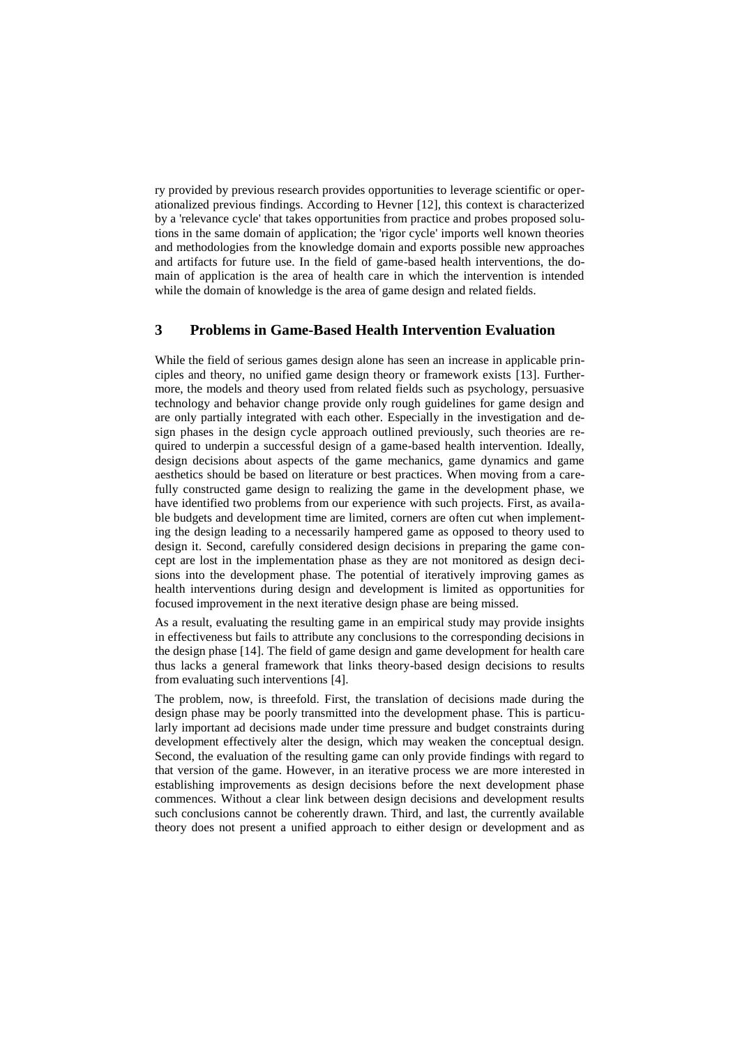ry provided by previous research provides opportunities to leverage scientific or operationalized previous findings. According to Hevner [12], this context is characterized by a 'relevance cycle' that takes opportunities from practice and probes proposed solutions in the same domain of application; the 'rigor cycle' imports well known theories and methodologies from the knowledge domain and exports possible new approaches and artifacts for future use. In the field of game-based health interventions, the domain of application is the area of health care in which the intervention is intended while the domain of knowledge is the area of game design and related fields.

## 3 Problems in Game-Based Health Intervention Evaluation

While the field of serious games design alone has seen an increase in applicable principles and theory, no unified game design theory or framework exists [13]. Furthermore, the models and theory used from related fields such as psychology, persuasive technology and behavior change provide only rough guidelines for game design and are only partially integrated with each other. Especially in the investigation and design phases in the design cycle approach outlined previously, such theories are required to underpin a successful design of a game-based health intervention. Ideally, design decisions about aspects of the game mechanics, game dynamics and game aesthetics should be based on literature or best practices. When moving from a carefully constructed game design to realizing the game in the development phase, we have identified two problems from our experience with such projects. First, as available budgets and development time are limited, corners are often cut when implementing the design leading to a necessarily hampered game as opposed to theory used to design it. Second, carefully considered design decisions in preparing the game concept are lost in the implementation phase as they are not monitored as design decisions into the development phase. The potential of iteratively improving games as health interventions during design and development is limited as opportunities for focused improvement in the next iterative design phase are being missed.

As a result, evaluating the resulting game in an empirical study may provide insights in effectiveness but fails to attribute any conclusions to the corresponding decisions in the design phase [14]. The field of game design and game development for health care thus lacks a general framework that links theory-based design decisions to results from evaluating such interventions [4].

The problem, now, is threefold. First, the translation of decisions made during the design phase may be poorly transmitted into the development phase. This is particularly important ad decisions made under time pressure and budget constraints during development effectively alter the design, which may weaken the conceptual design. Second, the evaluation of the resulting game can only provide findings with regard to that version of the game. However, in an iterative process we are more interested in establishing improvements as design decisions before the next development phase commences. Without a clear link between design decisions and development results such conclusions cannot be coherently drawn. Third, and last, the currently available theory does not present a unified approach to either design or development and as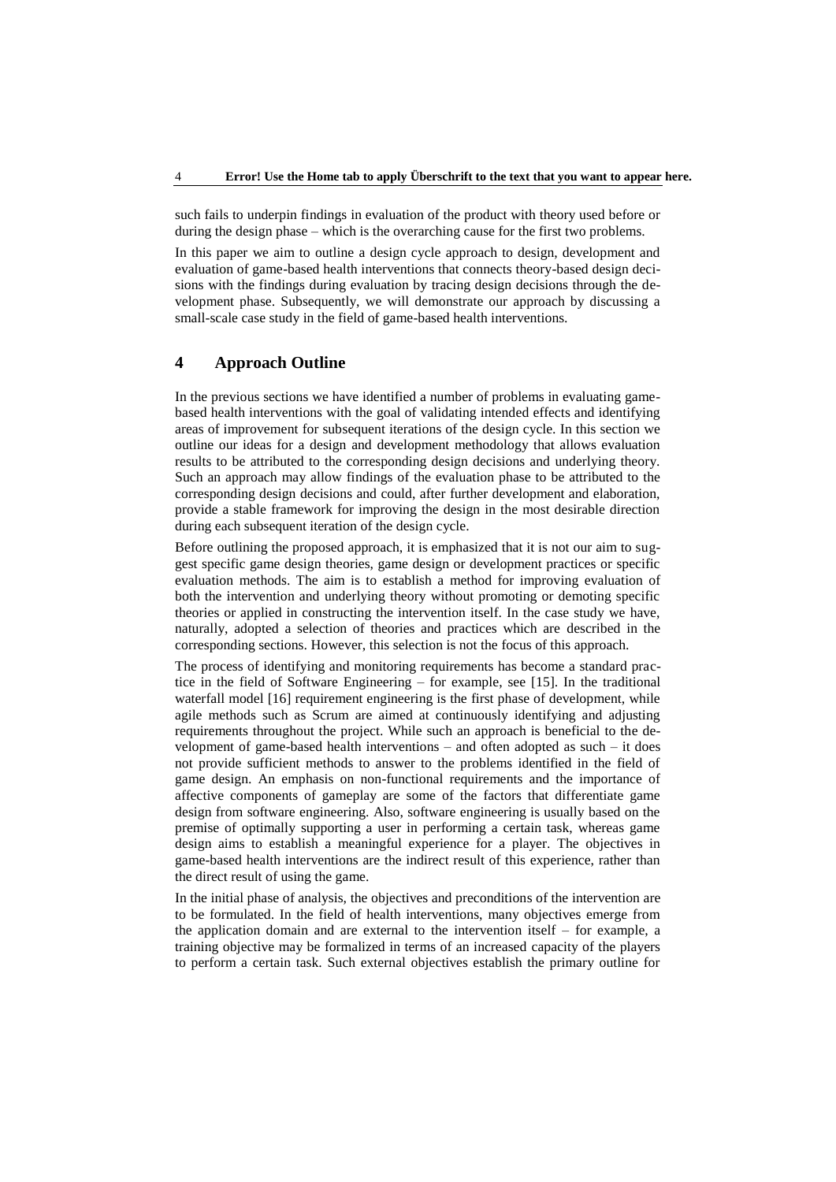such fails to underpin findings in evaluation of the product with theory used before or during the design phase – which is the overarching cause for the first two problems.

In this paper we aim to outline a design cycle approach to design, development and evaluation of game-based health interventions that connects theory-based design decisions with the findings during evaluation by tracing design decisions through the development phase. Subsequently, we will demonstrate our approach by discussing a small-scale case study in the field of game-based health interventions.

# 4 Approach Outline

In the previous sections we have identified a number of problems in evaluating game-based health interventions with the goal of validating intended effects and identifying areas of improvement for subsequent iterations of the design cycle. In this section we outline our ideas for a design and development methodology that allows evaluation results to be attributed to the corresponding design decisions and underlying theory. Such an approach may allow findings of the evaluation phase to be attributed to the corresponding design decisions and could, after further development and elaboration, provide a stable framework for improving the design in the most desirable direction during each subsequent iteration of the design cycle.

Before outlining the proposed approach, it is emphasized that it is not our aim to suggest specific game design theories, game design or development practices or specific evaluation methods. The aim is to establish a method for improving evaluation of both the intervention and underlying theory without promoting or demoting specific theories or applied in constructing the intervention itself. In the case study we have, naturally, adopted a selection of theories and practices which are described in the corresponding sections. However, this selection is not the focus of this approach.

The process of identifying and monitoring requirements has become a standard practice in the field of Software Engineering – for example, see [15]. In the traditional waterfall model [16] requirement engineering is the first phase of development, while agile methods such as Scrum are aimed at continuously identifying and adjusting requirements throughout the project. While such an approach is beneficial to the development of game-based health interventions – and often adopted as such – it does not provide sufficient methods to answer to the problems identified in the field of game design. An emphasis on non-functional requirements and the importance of affective components of gameplay are some of the factors that differentiate game design from software engineering. Also, software engineering is usually based on the premise of optimally supporting a user in performing a certain task, whereas game design aims to establish a meaningful experience for a player. The objectives in game-based health interventions are the indirect result of this experience, rather than the direct result of using the game.

In the initial phase of analysis, the objectives and preconditions of the intervention are to be formulated. In the field of health interventions, many objectives emerge from the application domain and are external to the intervention itself – for example, a training objective may be formalized in terms of an increased capacity of the players to perform a certain task. Such external objectives establish the primary outline for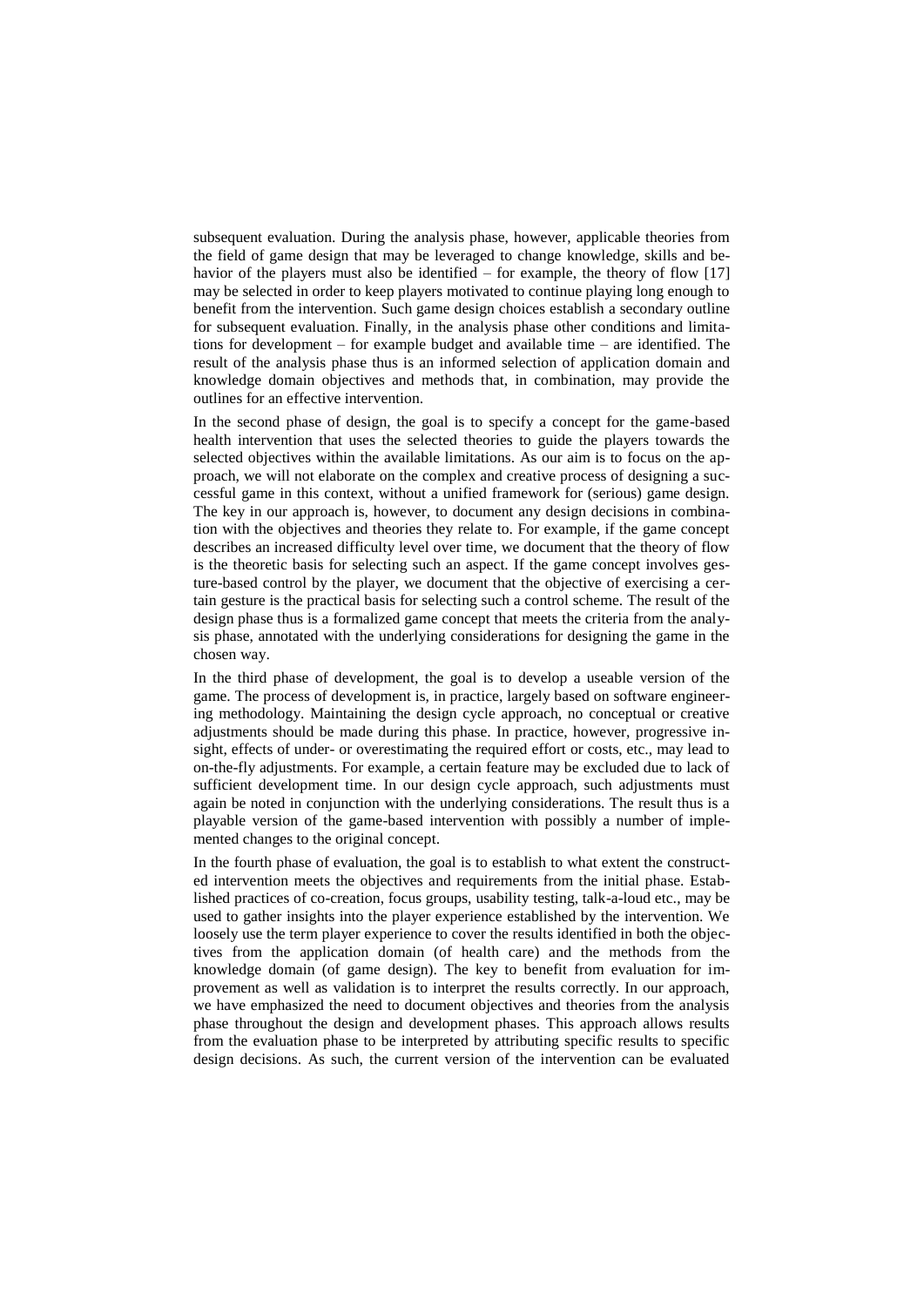subsequent evaluation. During the analysis phase, however, applicable theories from the field of game design that may be leveraged to change knowledge, skills and behavior of the players must also be identified – for example, the theory of flow [17] may be selected in order to keep players motivated to continue playing long enough to benefit from the intervention. Such game design choices establish a secondary outline for subsequent evaluation. Finally, in the analysis phase other conditions and limitations for development – for example budget and available time – are identified. The result of the analysis phase thus is an informed selection of application domain and knowledge domain objectives and methods that, in combination, may provide the outlines for an effective intervention.

In the second phase of design, the goal is to specify a concept for the game-based health intervention that uses the selected theories to guide the players towards the selected objectives within the available limitations. As our aim is to focus on the approach, we will not elaborate on the complex and creative process of designing a successful game in this context, without a unified framework for (serious) game design. The key in our approach is, however, to document any design decisions in combination with the objectives and theories they relate to. For example, if the game concept describes an increased difficulty level over time, we document that the theory of flow is the theoretic basis for selecting such an aspect. If the game concept involves gesture-based control by the player, we document that the objective of exercising a certain gesture is the practical basis for selecting such a control scheme. The result of the design phase thus is a formalized game concept that meets the criteria from the analysis phase, annotated with the underlying considerations for designing the game in the chosen way.

In the third phase of development, the goal is to develop a useable version of the game. The process of development is, in practice, largely based on software engineering methodology. Maintaining the design cycle approach, no conceptual or creative adjustments should be made during this phase. In practice, however, progressive insight, effects of under- or overestimating the required effort or costs, etc., may lead to on-the-fly adjustments. For example, a certain feature may be excluded due to lack of sufficient development time. In our design cycle approach, such adjustments must again be noted in conjunction with the underlying considerations. The result thus is a playable version of the game-based intervention with possibly a number of implemented changes to the original concept.

In the fourth phase of evaluation, the goal is to establish to what extent the constructed intervention meets the objectives and requirements from the initial phase. Established practices of co-creation, focus groups, usability testing, talk-a-loud etc., may be used to gather insights into the player experience established by the intervention. We loosely use the term player experience to cover the results identified in both the objectives from the application domain (of health care) and the methods from the knowledge domain (of game design). The key to benefit from evaluation for improvement as well as validation is to interpret the results correctly. In our approach, we have emphasized the need to document objectives and theories from the analysis phase throughout the design and development phases. This approach allows results from the evaluation phase to be interpreted by attributing specific results to specific design decisions. As such, the current version of the intervention can be evaluated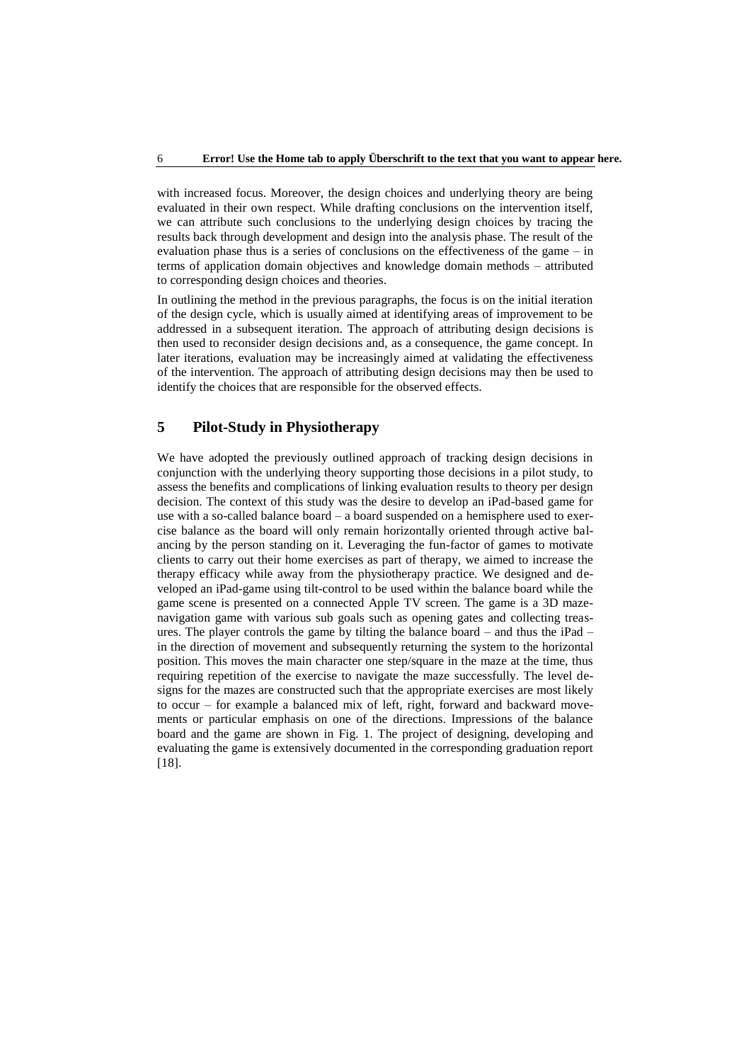with increased focus. Moreover, the design choices and underlying theory are being evaluated in their own respect. While drafting conclusions on the intervention itself, we can attribute such conclusions to the underlying design choices by tracing the results back through development and design into the analysis phase. The result of the evaluation phase thus is a series of conclusions on the effectiveness of the game – in terms of application domain objectives and knowledge domain methods – attributed to corresponding design choices and theories.

In outlining the method in the previous paragraphs, the focus is on the initial iteration of the design cycle, which is usually aimed at identifying areas of improvement to be addressed in a subsequent iteration. The approach of attributing design decisions is then used to reconsider design decisions and, as a consequence, the game concept. In later iterations, evaluation may be increasingly aimed at validating the effectiveness of the intervention. The approach of attributing design decisions may then be used to identify the choices that are responsible for the observed effects.

## 5 Pilot-Study in Physiotherapy

We have adopted the previously outlined approach of tracking design decisions in conjunction with the underlying theory supporting those decisions in a pilot study, to assess the benefits and complications of linking evaluation results to theory per design decision. The context of this study was the desire to develop an iPad-based game for use with a so-called balance board – a board suspended on a hemisphere used to exercise balance as the board will only remain horizontally oriented through active balancing by the person standing on it. Leveraging the fun-factor of games to motivate clients to carry out their home exercises as part of therapy, we aimed to increase the therapy efficacy while away from the physiotherapy practice. We designed and developed an iPad-game using tilt-control to be used within the balance board while the game scene is presented on a connected Apple TV screen. The game is a 3D maze-navigation game with various sub goals such as opening gates and collecting treasures. The player controls the game by tilting the balance board – and thus the iPad – in the direction of movement and subsequently returning the system to the horizontal position. This moves the main character one step/square in the maze at the time, thus requiring repetition of the exercise to navigate the maze successfully. The level designs for the mazes are constructed such that the appropriate exercises are most likely to occur – for example a balanced mix of left, right, forward and backward movements or particular emphasis on one of the directions. Impressions of the balance board and the game are shown in Fig. 1. The project of designing, developing and evaluating the game is extensively documented in the corresponding graduation report [18].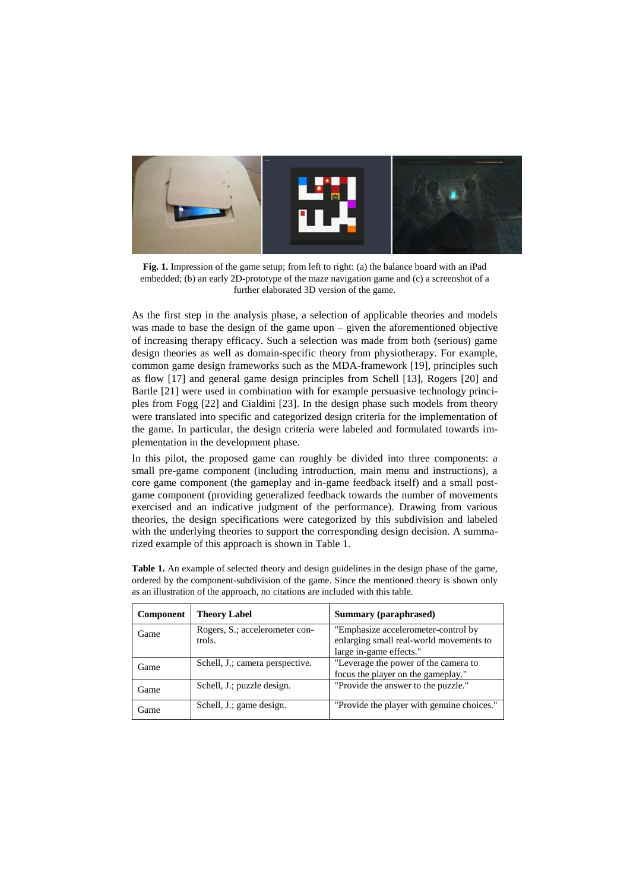**Fig. 1.** Impression of the game setup; from left to right: (a) the balance board with an iPad embedded; (b) an early 2D-prototype of the maze navigation game and (c) a screenshot of a further elaborated 3D version of the game.

As the first step in the analysis phase, a selection of applicable theories and models was made to base the design of the game upon – given the aforementioned objective of increasing therapy efficacy. Such a selection was made from both (serious) game design theories as well as domain-specific theory from physiotherapy. For example, common game design frameworks such as the MDA-framework [19], principles such as flow [17] and general game design principles from Schell [13], Rogers [20] and Bartle [21] were used in combination with for example persuasive technology principles from Fogg [22] and Cialdini [23]. In the design phase such models from theory were translated into specific and categorized design criteria for the implementation of the game. In particular, the design criteria were labeled and formulated towards implementation in the development phase.

In this pilot, the proposed game can roughly be divided into three components: a small pre-game component (including introduction, main menu and instructions), a core game component (the gameplay and in-game feedback itself) and a small post-game component (providing generalized feedback towards the number of movements exercised and an indicative judgment of the performance). Drawing from various theories, the design specifications were categorized by this subdivision and labeled with the underlying theories to support the corresponding design decision. A summarized example of this approach is shown in Table 1.

**Table 1.** An example of selected theory and design guidelines in the design phase of the game, ordered by the component-subdivision of the game. Since the mentioned theory is shown only as an illustration of the approach, no citations are included with this table.

| Component | Theory Label | Summary (paraphrased) |
|---|---|---|
| Game | Rogers, S.; accelerometer controls. | "Emphasize accelerometer-control by enlarging small real-world movements to large in-game effects." |
| Game | Schell, J.; camera perspective. | "Leverage the power of the camera to focus the player on the gameplay." |
| Game | Schell, J.; puzzle design. | "Provide the answer to the puzzle." |
| Game | Schell, J.; game design. | "Provide the player with genuine choices." |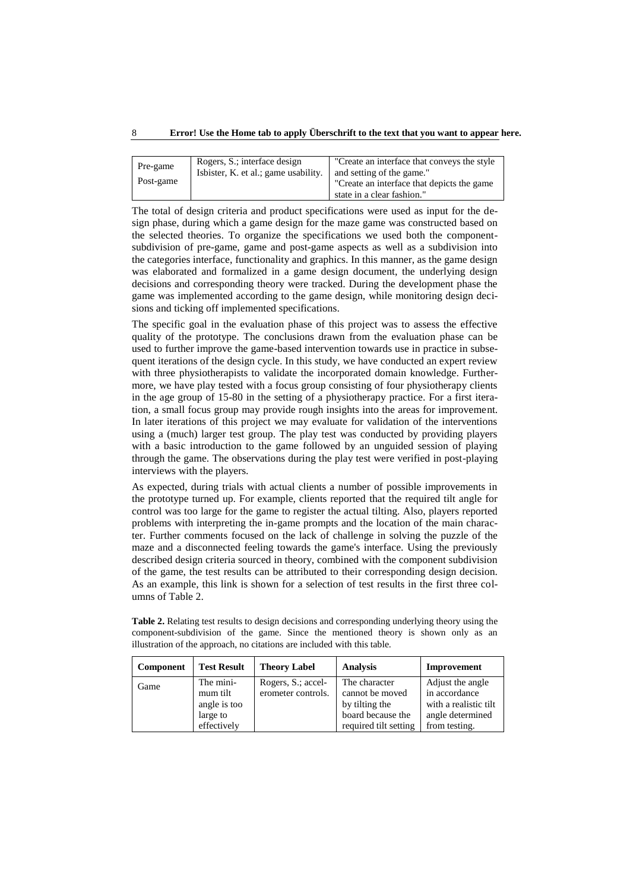| | | |
|---|---|---|
| Pre-game<br>Post-game | Rogers, S.; interface design<br>Isbister, K. et al.; game usability. | "Create an interface that conveys the style and setting of the game."<br>"Create an interface that depicts the game state in a clear fashion." |

The total of design criteria and product specifications were used as input for the design phase, during which a game design for the maze game was constructed based on the selected theories. To organize the specifications we used both the component-subdivision of pre-game, game and post-game aspects as well as a subdivision into the categories interface, functionality and graphics. In this manner, as the game design was elaborated and formalized in a game design document, the underlying design decisions and corresponding theory were tracked. During the development phase the game was implemented according to the game design, while monitoring design decisions and ticking off implemented specifications.

The specific goal in the evaluation phase of this project was to assess the effective quality of the prototype. The conclusions drawn from the evaluation phase can be used to further improve the game-based intervention towards use in practice in subsequent iterations of the design cycle. In this study, we have conducted an expert review with three physiotherapists to validate the incorporated domain knowledge. Furthermore, we have play tested with a focus group consisting of four physiotherapy clients in the age group of 15-80 in the setting of a physiotherapy practice. For a first iteration, a small focus group may provide rough insights into the areas for improvement. In later iterations of this project we may evaluate for validation of the interventions using a (much) larger test group. The play test was conducted by providing players with a basic introduction to the game followed by an unguided session of playing through the game. The observations during the play test were verified in post-playing interviews with the players.

As expected, during trials with actual clients a number of possible improvements in the prototype turned up. For example, clients reported that the required tilt angle for control was too large for the game to register the actual tilting. Also, players reported problems with interpreting the in-game prompts and the location of the main character. Further comments focused on the lack of challenge in solving the puzzle of the maze and a disconnected feeling towards the game's interface. Using the previously described design criteria sourced in theory, combined with the component subdivision of the game, the test results can be attributed to their corresponding design decision. As an example, this link is shown for a selection of test results in the first three columns of Table 2.

**Table 2.** Relating test results to design decisions and corresponding underlying theory using the component-subdivision of the game. Since the mentioned theory is shown only as an illustration of the approach, no citations are included with this table.

| Component | Test Result | Theory Label | Analysis | Improvement |
|---|---|---|---|---|
| Game | The minimum tilt angle is too large to effectively | Rogers, S.; accelerometer controls. | The character cannot be moved by tilting the board because the required tilt setting | Adjust the angle in accordance with a realistic tilt angle determined from testing. |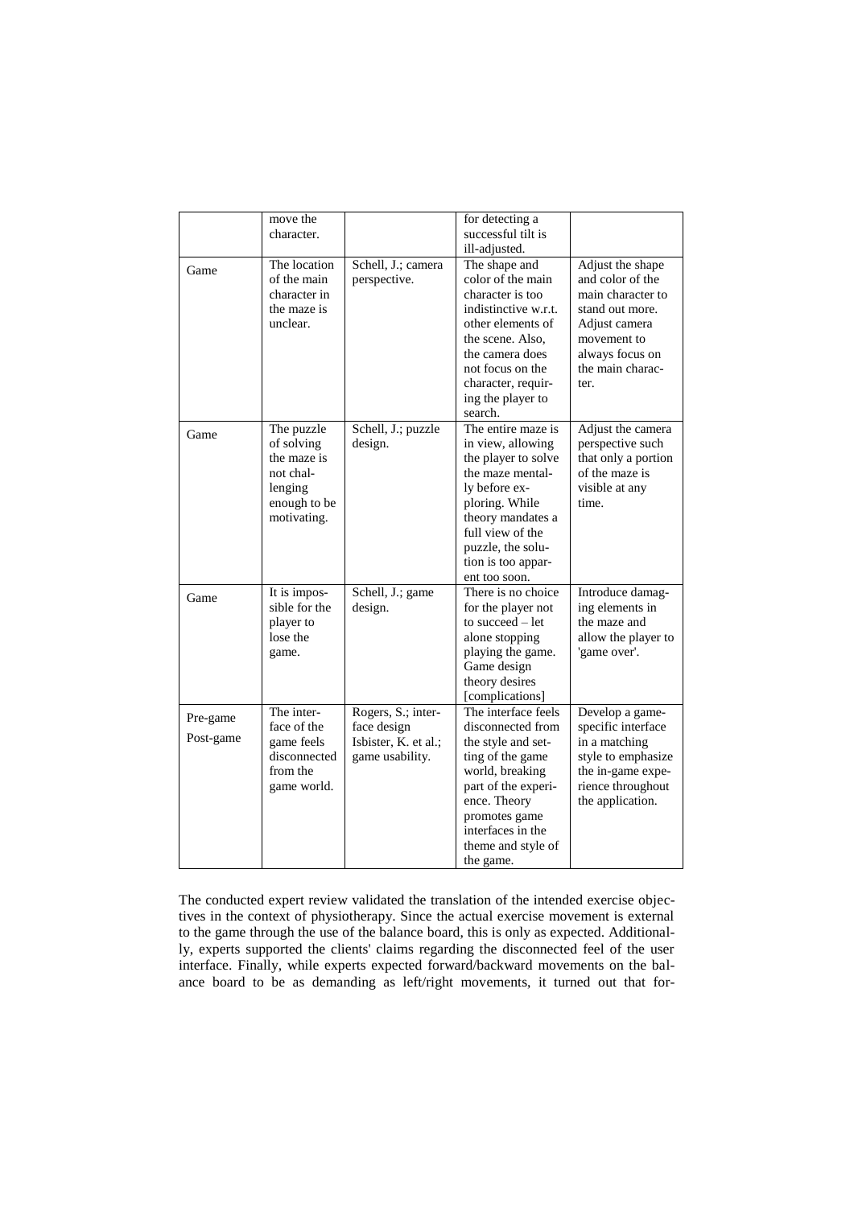| | move the character. | | for detecting a successful tilt is ill-adjusted. | |
|---|---|---|---|---|
| Game | The location of the main character in the maze is unclear. | Schell, J.; camera perspective. | The shape and color of the main character is too indistinctive w.r.t. other elements of the scene. Also, the camera does not focus on the character, requiring the player to search. | Adjust the shape and color of the main character to stand out more. Adjust camera movement to always focus on the main character. |
| Game | The puzzle of solving the maze is not challenging enough to be motivating. | Schell, J.; puzzle design. | The entire maze is in view, allowing the player to solve the maze mentally before exploring. While theory mandates a full view of the puzzle, the solution is too apparent too soon. | Adjust the camera perspective such that only a portion of the maze is visible at any time. |
| Game | It is impossible for the player to lose the game. | Schell, J.; game design. | There is no choice for the player not to succeed – let alone stopping playing the game. Game design theory desires [complications] | Introduce damaging elements in the maze and allow the player to 'game over'. |
| Pre-game Post-game | The interface of the game feels disconnected from the game world. | Rogers, S.; interface design Isbister, K. et al.; game usability. | The interface feels disconnected from the style and setting of the game world, breaking part of the experience. Theory promotes game interfaces in the theme and style of the game. | Develop a game-specific interface in a matching style to emphasize the in-game experience throughout the application. |

The conducted expert review validated the translation of the intended exercise objectives in the context of physiotherapy. Since the actual exercise movement is external to the game through the use of the balance board, this is only as expected. Additionally, experts supported the clients' claims regarding the disconnected feel of the user interface. Finally, while experts expected forward/backward movements on the balance board to be as demanding as left/right movements, it turned out that for-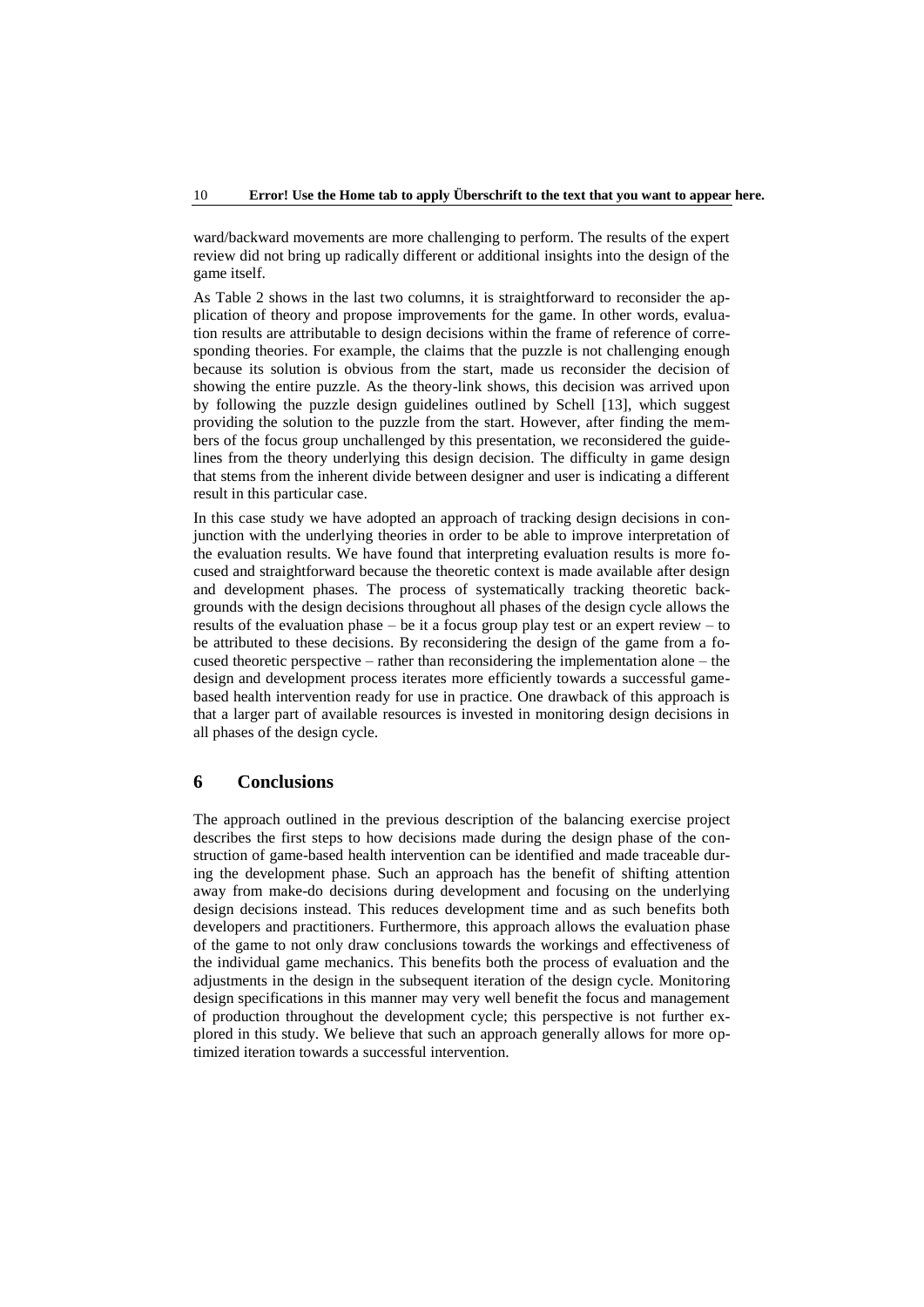ward/backward movements are more challenging to perform. The results of the expert review did not bring up radically different or additional insights into the design of the game itself.

As Table 2 shows in the last two columns, it is straightforward to reconsider the application of theory and propose improvements for the game. In other words, evaluation results are attributable to design decisions within the frame of reference of corresponding theories. For example, the claims that the puzzle is not challenging enough because its solution is obvious from the start, made us reconsider the decision of showing the entire puzzle. As the theory-link shows, this decision was arrived upon by following the puzzle design guidelines outlined by Schell [13], which suggest providing the solution to the puzzle from the start. However, after finding the members of the focus group unchallenged by this presentation, we reconsidered the guidelines from the theory underlying this design decision. The difficulty in game design that stems from the inherent divide between designer and user is indicating a different result in this particular case.

In this case study we have adopted an approach of tracking design decisions in conjunction with the underlying theories in order to be able to improve interpretation of the evaluation results. We have found that interpreting evaluation results is more focused and straightforward because the theoretic context is made available after design and development phases. The process of systematically tracking theoretic backgrounds with the design decisions throughout all phases of the design cycle allows the results of the evaluation phase – be it a focus group play test or an expert review – to be attributed to these decisions. By reconsidering the design of the game from a focused theoretic perspective – rather than reconsidering the implementation alone – the design and development process iterates more efficiently towards a successful game-based health intervention ready for use in practice. One drawback of this approach is that a larger part of available resources is invested in monitoring design decisions in all phases of the design cycle.

## 6 Conclusions

The approach outlined in the previous description of the balancing exercise project describes the first steps to how decisions made during the design phase of the construction of game-based health intervention can be identified and made traceable during the development phase. Such an approach has the benefit of shifting attention away from make-do decisions during development and focusing on the underlying design decisions instead. This reduces development time and as such benefits both developers and practitioners. Furthermore, this approach allows the evaluation phase of the game to not only draw conclusions towards the workings and effectiveness of the individual game mechanics. This benefits both the process of evaluation and the adjustments in the design in the subsequent iteration of the design cycle. Monitoring design specifications in this manner may very well benefit the focus and management of production throughout the development cycle; this perspective is not further explored in this study. We believe that such an approach generally allows for more optimized iteration towards a successful intervention.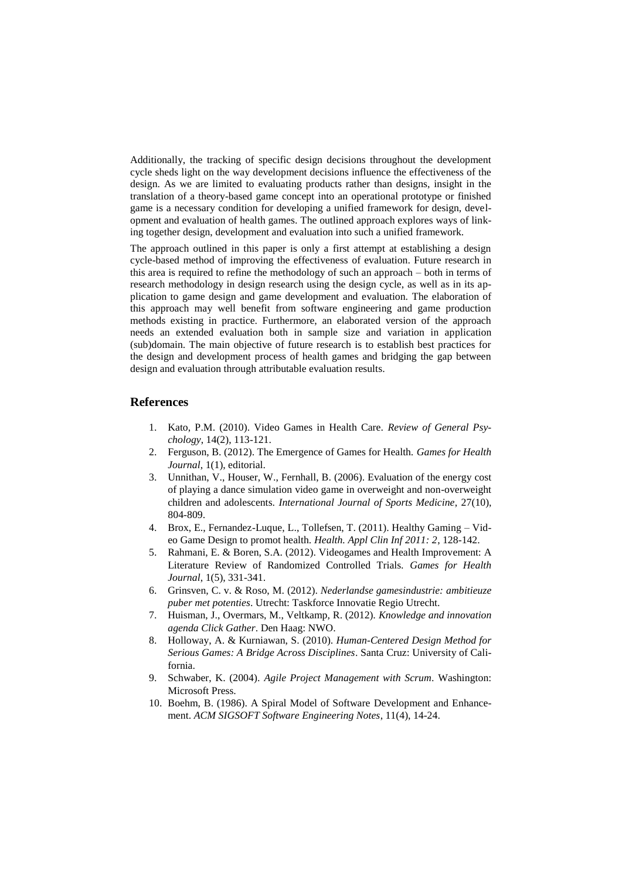Additionally, the tracking of specific design decisions throughout the development cycle sheds light on the way development decisions influence the effectiveness of the design. As we are limited to evaluating products rather than designs, insight in the translation of a theory-based game concept into an operational prototype or finished game is a necessary condition for developing a unified framework for design, development and evaluation of health games. The outlined approach explores ways of linking together design, development and evaluation into such a unified framework.

The approach outlined in this paper is only a first attempt at establishing a design cycle-based method of improving the effectiveness of evaluation. Future research in this area is required to refine the methodology of such an approach – both in terms of research methodology in design research using the design cycle, as well as in its application to game design and game development and evaluation. The elaboration of this approach may well benefit from software engineering and game production methods existing in practice. Furthermore, an elaborated version of the approach needs an extended evaluation both in sample size and variation in application (sub)domain. The main objective of future research is to establish best practices for the design and development process of health games and bridging the gap between design and evaluation through attributable evaluation results.

## References

1. Kato, P.M. (2010). Video Games in Health Care. *Review of General Psychology*, 14(2), 113-121.
2. Ferguson, B. (2012). The Emergence of Games for Health. *Games for Health Journal*, 1(1), editorial.
3. Unnithan, V., Houser, W., Fernhall, B. (2006). Evaluation of the energy cost of playing a dance simulation video game in overweight and non-overweight children and adolescents. *International Journal of Sports Medicine*, 27(10), 804-809.
4. Brox, E., Fernandez-Luque, L., Tollefsen, T. (2011). Healthy Gaming – Video Game Design to promot health. *Health. Appl Clin Inf 2011: 2*, 128-142.
5. Rahmani, E. & Boren, S.A. (2012). Videogames and Health Improvement: A Literature Review of Randomized Controlled Trials. *Games for Health Journal*, 1(5), 331-341.
6. Grinsven, C. v. & Roso, M. (2012). *Nederlandse gamesindustrie: ambitieuze puber met potenties*. Utrecht: Taskforce Innovatie Regio Utrecht.
7. Huisman, J., Overmars, M., Veltkamp, R. (2012). *Knowledge and innovation agenda Click Gather*. Den Haag: NWO.
8. Holloway, A. & Kurniawan, S. (2010). *Human-Centered Design Method for Serious Games: A Bridge Across Disciplines*. Santa Cruz: University of California.
9. Schwaber, K. (2004). *Agile Project Management with Scrum*. Washington: Microsoft Press.
10. Boehm, B. (1986). A Spiral Model of Software Development and Enhancement. *ACM SIGSOFT Software Engineering Notes*, 11(4), 14-24.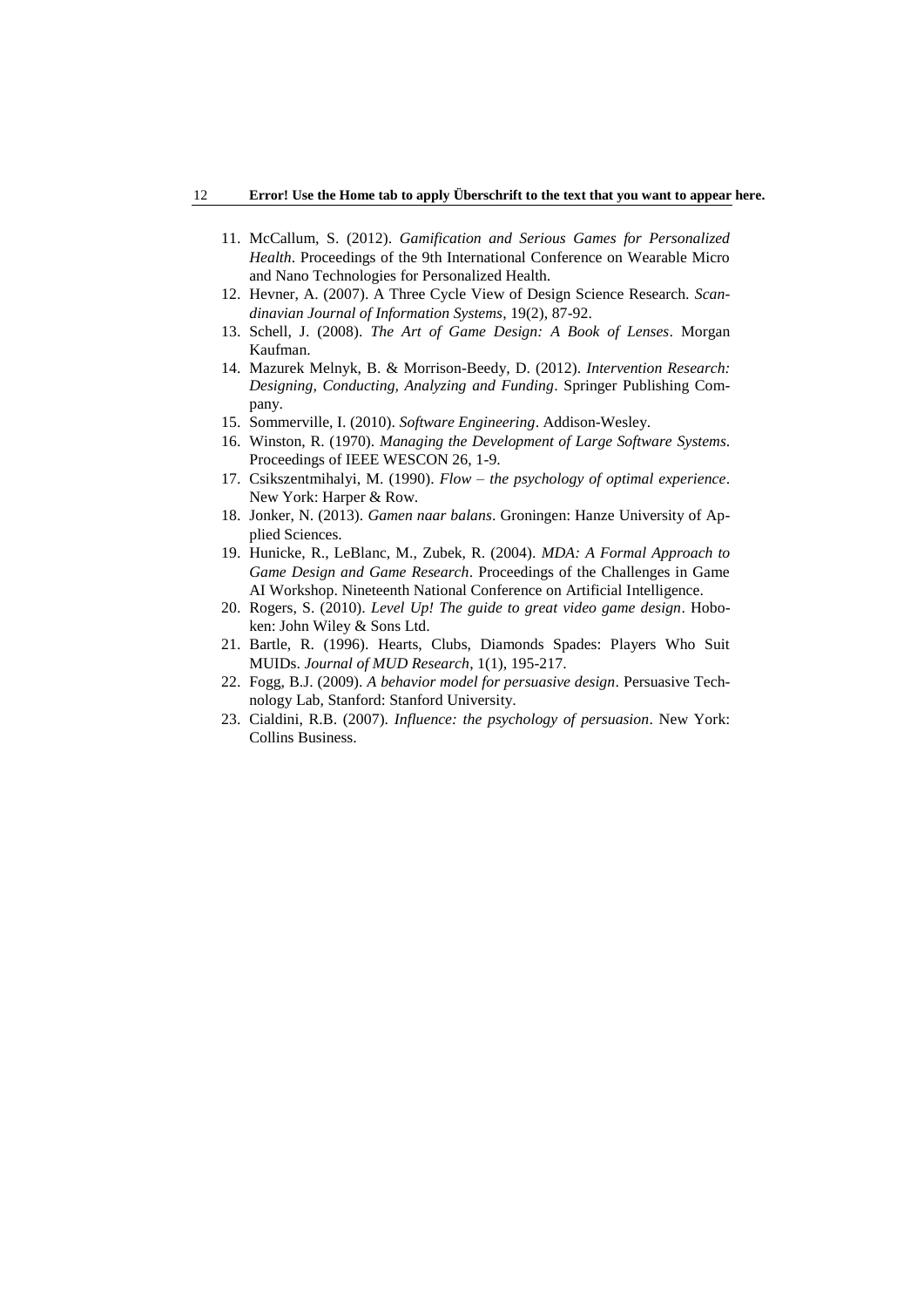11. McCallum, S. (2012). *Gamification and Serious Games for Personalized Health*. Proceedings of the 9th International Conference on Wearable Micro and Nano Technologies for Personalized Health.
12. Hevner, A. (2007). A Three Cycle View of Design Science Research. *Scandinavian Journal of Information Systems*, 19(2), 87-92.
13. Schell, J. (2008). *The Art of Game Design: A Book of Lenses*. Morgan Kaufman.
14. Mazurek Melnyk, B. & Morrison-Beedy, D. (2012). *Intervention Research: Designing, Conducting, Analyzing and Funding*. Springer Publishing Company.
15. Sommerville, I. (2010). *Software Engineering*. Addison-Wesley.
16. Winston, R. (1970). *Managing the Development of Large Software Systems*. Proceedings of IEEE WESCON 26, 1-9.
17. Csikszentmihalyi, M. (1990). *Flow – the psychology of optimal experience*. New York: Harper & Row.
18. Jonker, N. (2013). *Gamen naar balans*. Groningen: Hanze University of Applied Sciences.
19. Hunicke, R., LeBlanc, M., Zubek, R. (2004). *MDA: A Formal Approach to Game Design and Game Research*. Proceedings of the Challenges in Game AI Workshop. Nineteenth National Conference on Artificial Intelligence.
20. Rogers, S. (2010). *Level Up! The guide to great video game design*. Hoboken: John Wiley & Sons Ltd.
21. Bartle, R. (1996). Hearts, Clubs, Diamonds Spades: Players Who Suit MUIDs. *Journal of MUD Research*, 1(1), 195-217.
22. Fogg, B.J. (2009). *A behavior model for persuasive design*. Persuasive Technology Lab, Stanford: Stanford University.
23. Cialdini, R.B. (2007). *Influence: the psychology of persuasion*. New York: Collins Business.